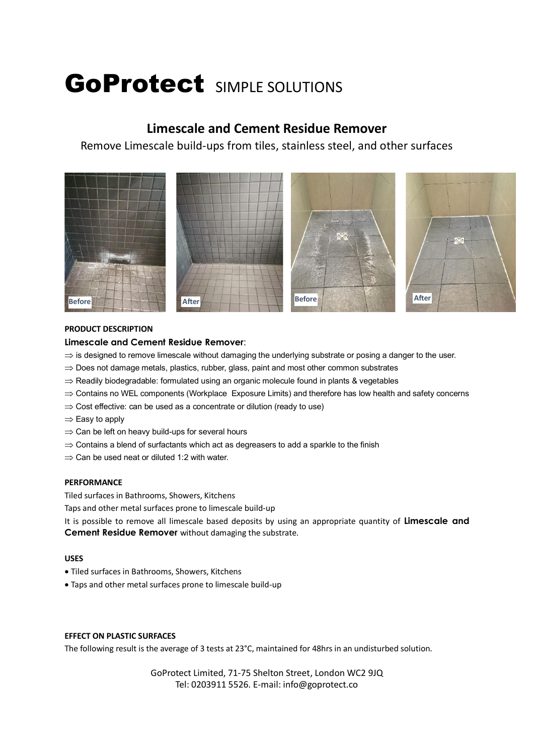# GoProtect SIMPLE SOLUTIONS

## Limescale and Cement Residue Remover

Remove Limescale build-ups from tiles, stainless steel, and other surfaces

Before After Before After

**PRODUCT DESCRIPTION**

**Limescale and Cement Residue Remover**:

- ⇒ is designed to remove limescale without damaging the underlying substrate or posing a danger to the user.
- ⇒ Does not damage metals, plastics, rubber, glass, paint and most other common substrates
- ⇒ Readily biodegradable: formulated using an organic molecule found in plants & vegetables
- ⇒ Contains no WEL components (Workplace Exposure Limits) and therefore has low health and safety concerns
- ⇒ Cost effective: can be used as a concentrate or dilution (ready to use)
- ⇒ Easy to apply
- ⇒ Can be left on heavy build-ups for several hours
- ⇒ Contains a blend of surfactants which act as degreasers to add a sparkle to the finish
- ⇒ Can be used neat or diluted 1:2 with water.

**PERFORMANCE**

Tiled surfaces in Bathrooms, Showers, Kitchens

Taps and other metal surfaces prone to limescale build-up

It is possible to remove all limescale based deposits by using an appropriate quantity of **Limescale and Cement Residue Remover** without damaging the substrate.

**USES**

- Tiled surfaces in Bathrooms, Showers, Kitchens
- Taps and other metal surfaces prone to limescale build-up

**EFFECT ON PLASTIC SURFACES**

The following result is the average of 3 tests at 23°C, maintained for 48hrs in an undisturbed solution.

GoProtect Limited, 71-75 Shelton Street, London WC2 9JQ
Tel: 0203911 5526. E-mail: info@goprotect.co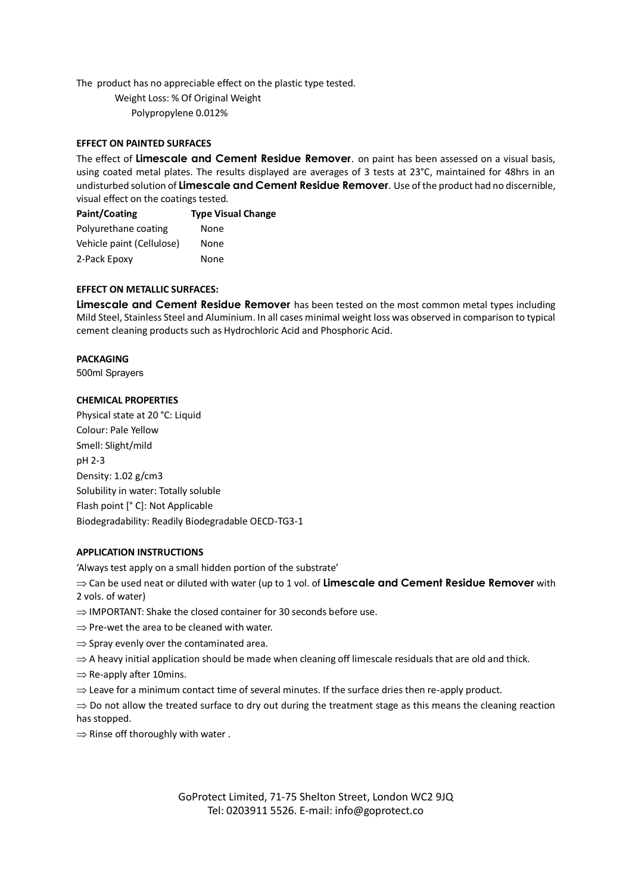The product has no appreciable effect on the plastic type tested.

Weight Loss: % Of Original Weight

Polypropylene 0.012%

**EFFECT ON PAINTED SURFACES**

The effect of **Limescale and Cement Residue Remover**. on paint has been assessed on a visual basis, using coated metal plates. The results displayed are averages of 3 tests at 23°C, maintained for 48hrs in an undisturbed solution of **Limescale and Cement Residue Remover**. Use of the product had no discernible, visual effect on the coatings tested.

| Paint/Coating | Type Visual Change |
|---|---|
| Polyurethane coating | None |
| Vehicle paint (Cellulose) | None |
| 2-Pack Epoxy | None |

**EFFECT ON METALLIC SURFACES:**

**Limescale and Cement Residue Remover** has been tested on the most common metal types including Mild Steel, Stainless Steel and Aluminium. In all cases minimal weight loss was observed in comparison to typical cement cleaning products such as Hydrochloric Acid and Phosphoric Acid.

**PACKAGING**

500ml Sprayers

**CHEMICAL PROPERTIES**

Physical state at 20 °C: Liquid
Colour: Pale Yellow
Smell: Slight/mild
pH 2-3
Density: 1.02 g/cm3
Solubility in water: Totally soluble
Flash point [° C]: Not Applicable
Biodegradability: Readily Biodegradable OECD-TG3-1

**APPLICATION INSTRUCTIONS**

'Always test apply on a small hidden portion of the substrate'

⇒ Can be used neat or diluted with water (up to 1 vol. of **Limescale and Cement Residue Remover** with 2 vols. of water)

⇒ IMPORTANT: Shake the closed container for 30 seconds before use.

⇒ Pre-wet the area to be cleaned with water.

⇒ Spray evenly over the contaminated area.

⇒ A heavy initial application should be made when cleaning off limescale residuals that are old and thick.

⇒ Re-apply after 10mins.

⇒ Leave for a minimum contact time of several minutes. If the surface dries then re-apply product.

⇒ Do not allow the treated surface to dry out during the treatment stage as this means the cleaning reaction has stopped.

⇒ Rinse off thoroughly with water .

GoProtect Limited, 71-75 Shelton Street, London WC2 9JQ
Tel: 0203911 5526. E-mail: info@goprotect.co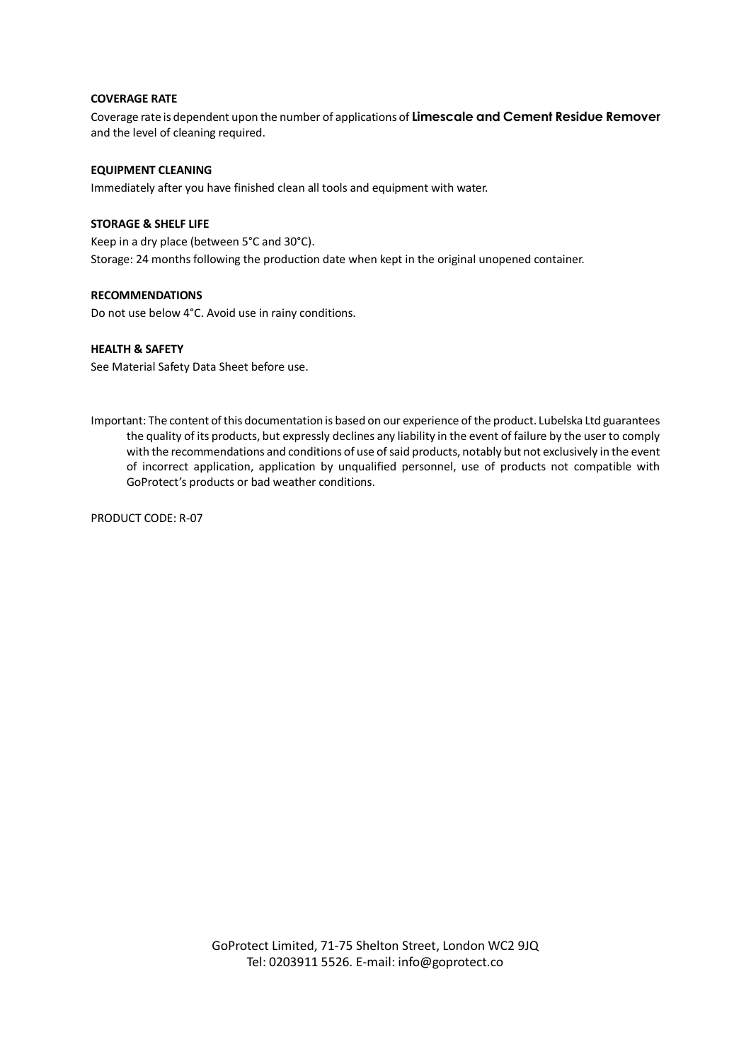**COVERAGE RATE**

Coverage rate is dependent upon the number of applications of **Limescale and Cement Residue Remover** and the level of cleaning required.

**EQUIPMENT CLEANING**

Immediately after you have finished clean all tools and equipment with water.

**STORAGE & SHELF LIFE**

Keep in a dry place (between 5°C and 30°C).
Storage: 24 months following the production date when kept in the original unopened container.

**RECOMMENDATIONS**

Do not use below 4°C. Avoid use in rainy conditions.

**HEALTH & SAFETY**

See Material Safety Data Sheet before use.

Important: The content of this documentation is based on our experience of the product. Lubelska Ltd guarantees the quality of its products, but expressly declines any liability in the event of failure by the user to comply with the recommendations and conditions of use of said products, notably but not exclusively in the event of incorrect application, application by unqualified personnel, use of products not compatible with GoProtect's products or bad weather conditions.

PRODUCT CODE: R-07

GoProtect Limited, 71-75 Shelton Street, London WC2 9JQ
Tel: 0203911 5526. E-mail: info@goprotect.co